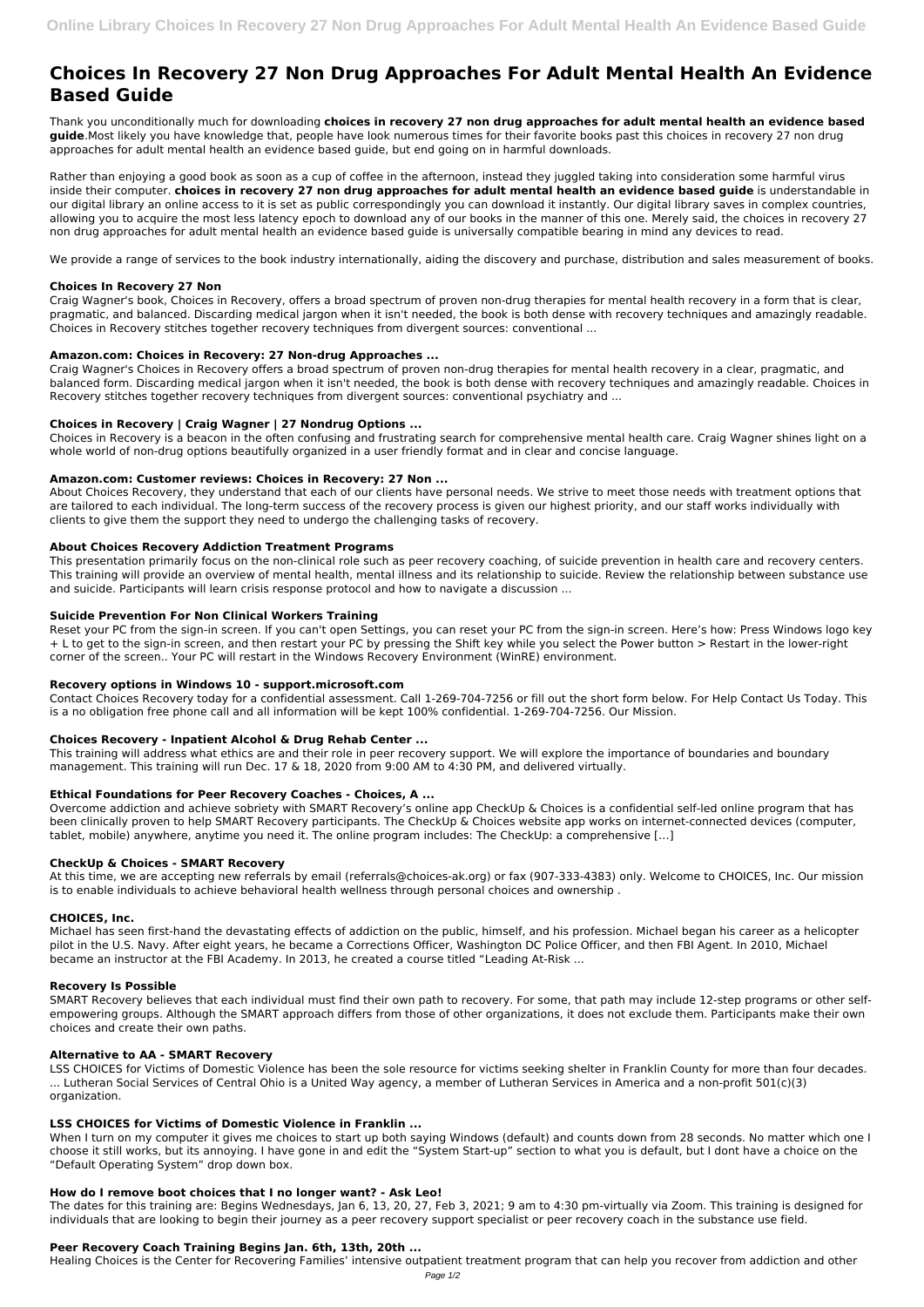# Choices In Recovery 27 Non Drug Approaches For Adult Mental Health An Evidence Based Guide

Thank you unconditionally much for downloading **choices in recovery 27 non drug approaches for adult mental health an evidence based guide**.Most likely you have knowledge that, people have look numerous times for their favorite books past this choices in recovery 27 non drug approaches for adult mental health an evidence based guide, but end going on in harmful downloads.

Rather than enjoying a good book as soon as a cup of coffee in the afternoon, instead they juggled taking into consideration some harmful virus inside their computer. **choices in recovery 27 non drug approaches for adult mental health an evidence based guide** is understandable in our digital library an online access to it is set as public correspondingly you can download it instantly. Our digital library saves in complex countries, allowing you to acquire the most less latency epoch to download any of our books in the manner of this one. Merely said, the choices in recovery 27 non drug approaches for adult mental health an evidence based guide is universally compatible bearing in mind any devices to read.

We provide a range of services to the book industry internationally, aiding the discovery and purchase, distribution and sales measurement of books.

### Choices In Recovery 27 Non

Craig Wagner's book, Choices in Recovery, offers a broad spectrum of proven non-drug therapies for mental health recovery in a form that is clear, pragmatic, and balanced. Discarding medical jargon when it isn't needed, the book is both dense with recovery techniques and amazingly readable. Choices in Recovery stitches together recovery techniques from divergent sources: conventional ...

### Amazon.com: Choices in Recovery: 27 Non-drug Approaches ...

Craig Wagner's Choices in Recovery offers a broad spectrum of proven non-drug therapies for mental health recovery in a clear, pragmatic, and balanced form. Discarding medical jargon when it isn't needed, the book is both dense with recovery techniques and amazingly readable. Choices in Recovery stitches together recovery techniques from divergent sources: conventional psychiatry and ...

### Choices in Recovery | Craig Wagner | 27 Nondrug Options ...

Choices in Recovery is a beacon in the often confusing and frustrating search for comprehensive mental health care. Craig Wagner shines light on a whole world of non-drug options beautifully organized in a user friendly format and in clear and concise language.

### Amazon.com: Customer reviews: Choices in Recovery: 27 Non ...

About Choices Recovery, they understand that each of our clients have personal needs. We strive to meet those needs with treatment options that are tailored to each individual. The long-term success of the recovery process is given our highest priority, and our staff works individually with clients to give them the support they need to undergo the challenging tasks of recovery.

### About Choices Recovery Addiction Treatment Programs

This presentation primarily focus on the non-clinical role such as peer recovery coaching, of suicide prevention in health care and recovery centers. This training will provide an overview of mental health, mental illness and its relationship to suicide. Review the relationship between substance use and suicide. Participants will learn crisis response protocol and how to navigate a discussion ...

### Suicide Prevention For Non Clinical Workers Training

Reset your PC from the sign-in screen. If you can't open Settings, you can reset your PC from the sign-in screen. Here's how: Press Windows logo key + L to get to the sign-in screen, and then restart your PC by pressing the Shift key while you select the Power button > Restart in the lower-right corner of the screen.. Your PC will restart in the Windows Recovery Environment (WinRE) environment.

### Recovery options in Windows 10 - support.microsoft.com

Contact Choices Recovery today for a confidential assessment. Call 1-269-704-7256 or fill out the short form below. For Help Contact Us Today. This is a no obligation free phone call and all information will be kept 100% confidential. 1-269-704-7256. Our Mission.

### Choices Recovery - Inpatient Alcohol & Drug Rehab Center ...

This training will address what ethics are and their role in peer recovery support. We will explore the importance of boundaries and boundary management. This training will run Dec. 17 & 18, 2020 from 9:00 AM to 4:30 PM, and delivered virtually.

### Ethical Foundations for Peer Recovery Coaches - Choices, A ...

Overcome addiction and achieve sobriety with SMART Recovery's online app CheckUp & Choices is a confidential self-led online program that has been clinically proven to help SMART Recovery participants. The CheckUp & Choices website app works on internet-connected devices (computer, tablet, mobile) anywhere, anytime you need it. The online program includes: The CheckUp: a comprehensive […]

### CheckUp & Choices - SMART Recovery

At this time, we are accepting new referrals by email (referrals@choices-ak.org) or fax (907-333-4383) only. Welcome to CHOICES, Inc. Our mission is to enable individuals to achieve behavioral health wellness through personal choices and ownership .

### CHOICES, Inc.

Michael has seen first-hand the devastating effects of addiction on the public, himself, and his profession. Michael began his career as a helicopter pilot in the U.S. Navy. After eight years, he became a Corrections Officer, Washington DC Police Officer, and then FBI Agent. In 2010, Michael became an instructor at the FBI Academy. In 2013, he created a course titled "Leading At-Risk ...

### Recovery Is Possible

SMART Recovery believes that each individual must find their own path to recovery. For some, that path may include 12-step programs or other self-empowering groups. Although the SMART approach differs from those of other organizations, it does not exclude them. Participants make their own choices and create their own paths.

### Alternative to AA - SMART Recovery

LSS CHOICES for Victims of Domestic Violence has been the sole resource for victims seeking shelter in Franklin County for more than four decades. ... Lutheran Social Services of Central Ohio is a United Way agency, a member of Lutheran Services in America and a non-profit 501(c)(3) organization.

### LSS CHOICES for Victims of Domestic Violence in Franklin ...

When I turn on my computer it gives me choices to start up both saying Windows (default) and counts down from 28 seconds. No matter which one I choose it still works, but its annoying. I have gone in and edit the "System Start-up" section to what you is default, but I dont have a choice on the "Default Operating System" drop down box.

### How do I remove boot choices that I no longer want? - Ask Leo!

The dates for this training are: Begins Wednesdays, Jan 6, 13, 20, 27, Feb 3, 2021; 9 am to 4:30 pm-virtually via Zoom. This training is designed for individuals that are looking to begin their journey as a peer recovery support specialist or peer recovery coach in the substance use field.

### Peer Recovery Coach Training Begins Jan. 6th, 13th, 20th ...

Healing Choices is the Center for Recovering Families' intensive outpatient treatment program that can help you recover from addiction and other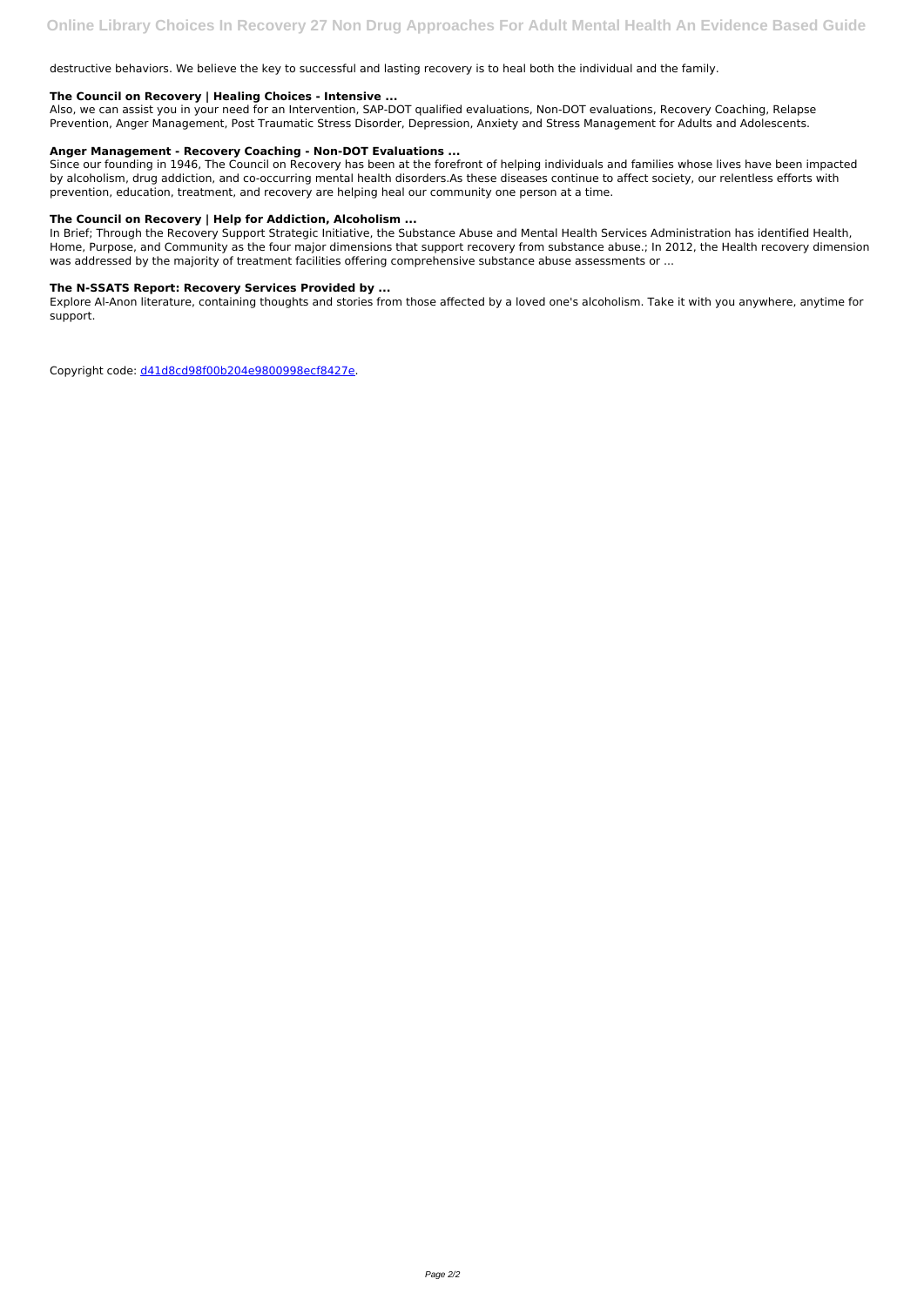destructive behaviors. We believe the key to successful and lasting recovery is to heal both the individual and the family.

**The Council on Recovery | Healing Choices - Intensive ...**

Also, we can assist you in your need for an Intervention, SAP-DOT qualified evaluations, Non-DOT evaluations, Recovery Coaching, Relapse Prevention, Anger Management, Post Traumatic Stress Disorder, Depression, Anxiety and Stress Management for Adults and Adolescents.

**Anger Management - Recovery Coaching - Non-DOT Evaluations ...**

Since our founding in 1946, The Council on Recovery has been at the forefront of helping individuals and families whose lives have been impacted by alcoholism, drug addiction, and co-occurring mental health disorders.As these diseases continue to affect society, our relentless efforts with prevention, education, treatment, and recovery are helping heal our community one person at a time.

**The Council on Recovery | Help for Addiction, Alcoholism ...**

In Brief; Through the Recovery Support Strategic Initiative, the Substance Abuse and Mental Health Services Administration has identified Health, Home, Purpose, and Community as the four major dimensions that support recovery from substance abuse.; In 2012, the Health recovery dimension was addressed by the majority of treatment facilities offering comprehensive substance abuse assessments or ...

**The N-SSATS Report: Recovery Services Provided by ...**

Explore Al-Anon literature, containing thoughts and stories from those affected by a loved one's alcoholism. Take it with you anywhere, anytime for support.

Copyright code: d41d8cd98f00b204e9800998ecf8427e.